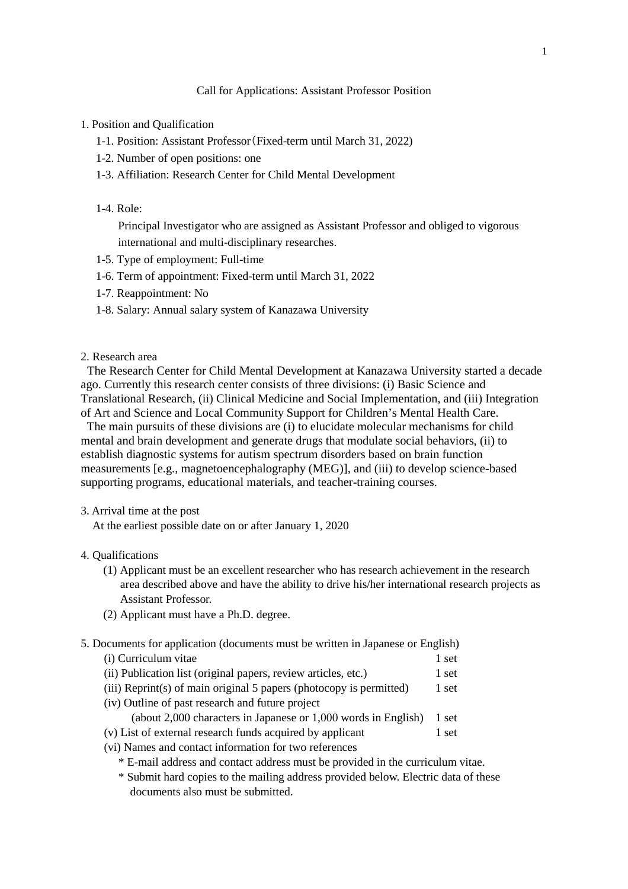# Call for Applications: Assistant Professor Position

## 1. Position and Qualification

1-1. Position: Assistant Professor（Fixed-term until March 31, 2022)

1-2. Number of open positions: one

1-3. Affiliation: Research Center for Child Mental Development

1-4. Role:

Principal Investigator who are assigned as Assistant Professor and obliged to vigorous international and multi-disciplinary researches.

1-5. Type of employment: Full-time

1-6. Term of appointment: Fixed-term until March 31, 2022

1-7. Reappointment: No

1-8. Salary: Annual salary system of Kanazawa University

## 2. Research area

The Research Center for Child Mental Development at Kanazawa University started a decade ago. Currently this research center consists of three divisions: (i) Basic Science and Translational Research, (ii) Clinical Medicine and Social Implementation, and (iii) Integration of Art and Science and Local Community Support for Children's Mental Health Care.

The main pursuits of these divisions are (i) to elucidate molecular mechanisms for child mental and brain development and generate drugs that modulate social behaviors, (ii) to establish diagnostic systems for autism spectrum disorders based on brain function measurements [e.g., magnetoencephalography (MEG)], and (iii) to develop science-based supporting programs, educational materials, and teacher-training courses.

## 3. Arrival time at the post

At the earliest possible date on or after January 1, 2020

## 4. Qualifications

(1) Applicant must be an excellent researcher who has research achievement in the research area described above and have the ability to drive his/her international research projects as Assistant Professor.

(2) Applicant must have a Ph.D. degree.

## 5. Documents for application (documents must be written in Japanese or English)

| | |
|---|---|
| (i) Curriculum vitae | 1 set |
| (ii) Publication list (original papers, review articles, etc.) | 1 set |
| (iii) Reprint(s) of main original 5 papers (photocopy is permitted) | 1 set |
| (iv) Outline of past research and future project (about 2,000 characters in Japanese or 1,000 words in English) | 1 set |
| (v) List of external research funds acquired by applicant | 1 set |
| (vi) Names and contact information for two references | |

* E-mail address and contact address must be provided in the curriculum vitae.
* Submit hard copies to the mailing address provided below. Electric data of these documents also must be submitted.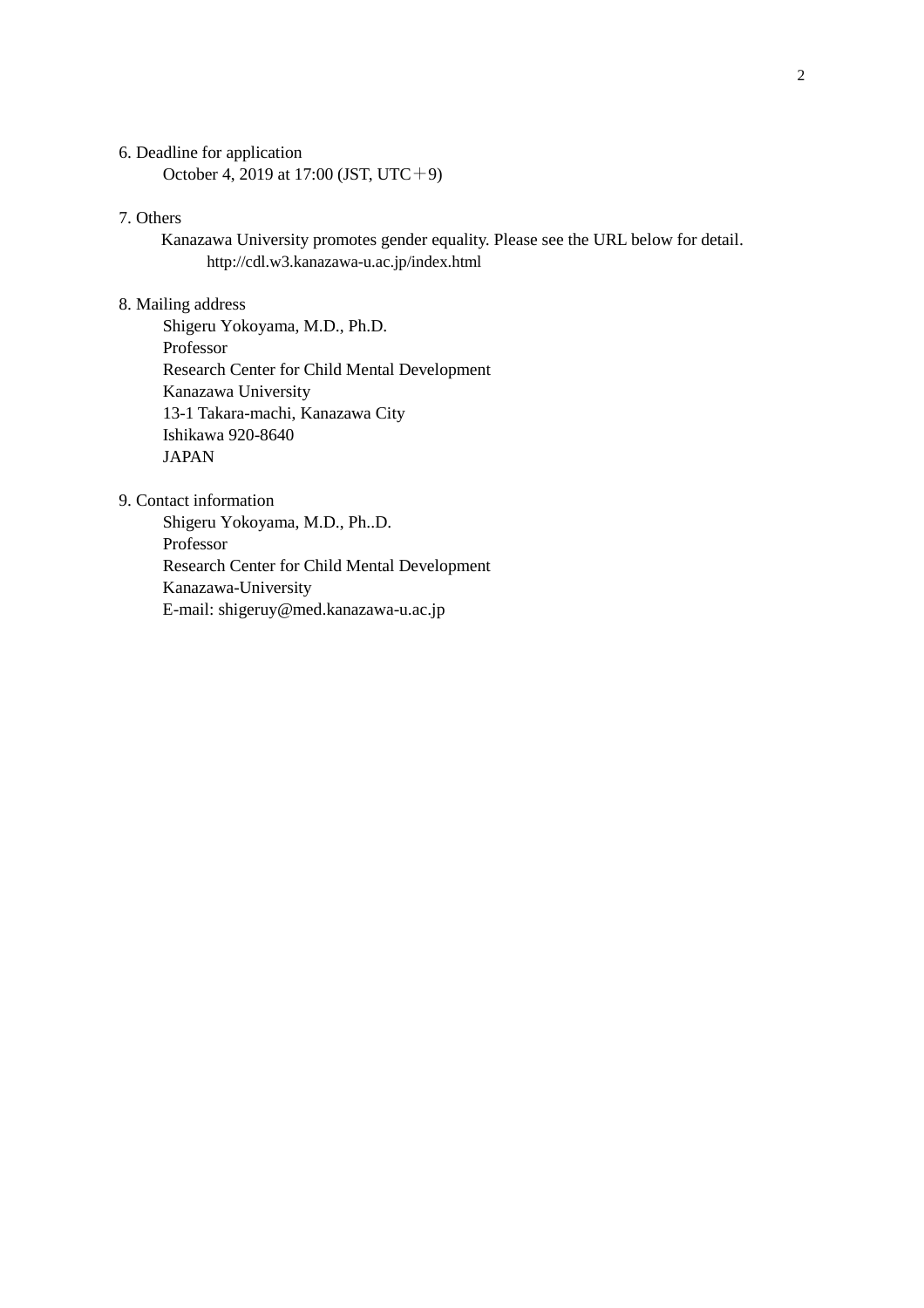6. Deadline for application

October 4, 2019 at 17:00 (JST, UTC＋9)

7. Others

Kanazawa University promotes gender equality. Please see the URL below for detail.

http://cdl.w3.kanazawa-u.ac.jp/index.html

8. Mailing address

Shigeru Yokoyama, M.D., Ph.D.  
Professor  
Research Center for Child Mental Development  
Kanazawa University  
13-1 Takara-machi, Kanazawa City  
Ishikawa 920-8640  
JAPAN

9. Contact information

Shigeru Yokoyama, M.D., Ph..D.  
Professor  
Research Center for Child Mental Development  
Kanazawa-University  
E-mail: shigeruy@med.kanazawa-u.ac.jp